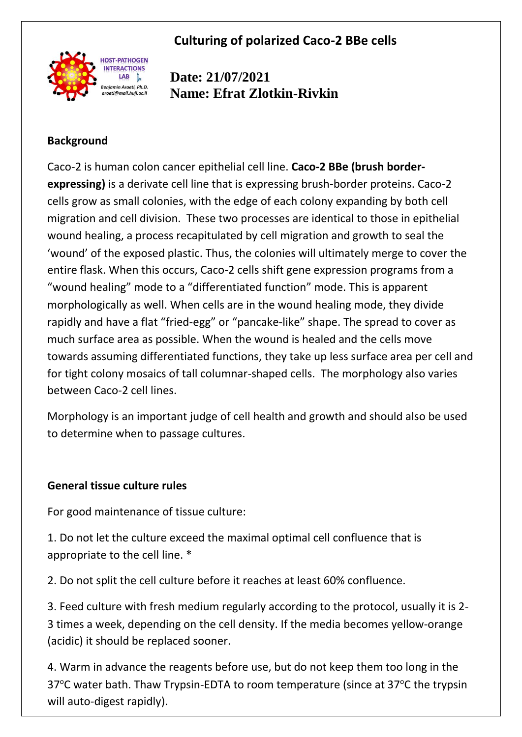# Culturing of polarized Caco-2 BBe cells

HOST-PATHOGEN INTERACTIONS LAB
Benjamin Aroeti, Ph.D.
aroeti@mail.huji.ac.il

**Date: 21/07/2021**
**Name: Efrat Zlotkin-Rivkin**

## Background

Caco-2 is human colon cancer epithelial cell line. **Caco-2 BBe (brush border-expressing)** is a derivate cell line that is expressing brush-border proteins. Caco-2 cells grow as small colonies, with the edge of each colony expanding by both cell migration and cell division. These two processes are identical to those in epithelial wound healing, a process recapitulated by cell migration and growth to seal the 'wound' of the exposed plastic. Thus, the colonies will ultimately merge to cover the entire flask. When this occurs, Caco-2 cells shift gene expression programs from a "wound healing" mode to a "differentiated function" mode. This is apparent morphologically as well. When cells are in the wound healing mode, they divide rapidly and have a flat "fried-egg" or "pancake-like" shape. The spread to cover as much surface area as possible. When the wound is healed and the cells move towards assuming differentiated functions, they take up less surface area per cell and for tight colony mosaics of tall columnar-shaped cells. The morphology also varies between Caco-2 cell lines.

Morphology is an important judge of cell health and growth and should also be used to determine when to passage cultures.

## General tissue culture rules

For good maintenance of tissue culture:

1. Do not let the culture exceed the maximal optimal cell confluence that is appropriate to the cell line. *

2. Do not split the cell culture before it reaches at least 60% confluence.

3. Feed culture with fresh medium regularly according to the protocol, usually it is 2-3 times a week, depending on the cell density. If the media becomes yellow-orange (acidic) it should be replaced sooner.

4. Warm in advance the reagents before use, but do not keep them too long in the 37°C water bath. Thaw Trypsin-EDTA to room temperature (since at 37°C the trypsin will auto-digest rapidly).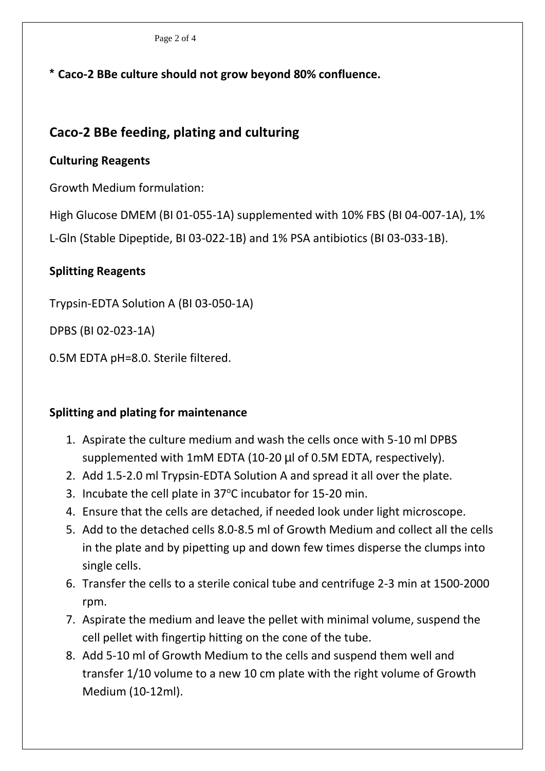**\* Caco-2 BBe culture should not grow beyond 80% confluence.**

## Caco-2 BBe feeding, plating and culturing

### Culturing Reagents

Growth Medium formulation:

High Glucose DMEM (BI 01-055-1A) supplemented with 10% FBS (BI 04-007-1A), 1% L-Gln (Stable Dipeptide, BI 03-022-1B) and 1% PSA antibiotics (BI 03-033-1B).

### Splitting Reagents

Trypsin-EDTA Solution A (BI 03-050-1A)

DPBS (BI 02-023-1A)

0.5M EDTA pH=8.0. Sterile filtered.

### Splitting and plating for maintenance

1. Aspirate the culture medium and wash the cells once with 5-10 ml DPBS supplemented with 1mM EDTA (10-20 µl of 0.5M EDTA, respectively).
2. Add 1.5-2.0 ml Trypsin-EDTA Solution A and spread it all over the plate.
3. Incubate the cell plate in 37°C incubator for 15-20 min.
4. Ensure that the cells are detached, if needed look under light microscope.
5. Add to the detached cells 8.0-8.5 ml of Growth Medium and collect all the cells in the plate and by pipetting up and down few times disperse the clumps into single cells.
6. Transfer the cells to a sterile conical tube and centrifuge 2-3 min at 1500-2000 rpm.
7. Aspirate the medium and leave the pellet with minimal volume, suspend the cell pellet with fingertip hitting on the cone of the tube.
8. Add 5-10 ml of Growth Medium to the cells and suspend them well and transfer 1/10 volume to a new 10 cm plate with the right volume of Growth Medium (10-12ml).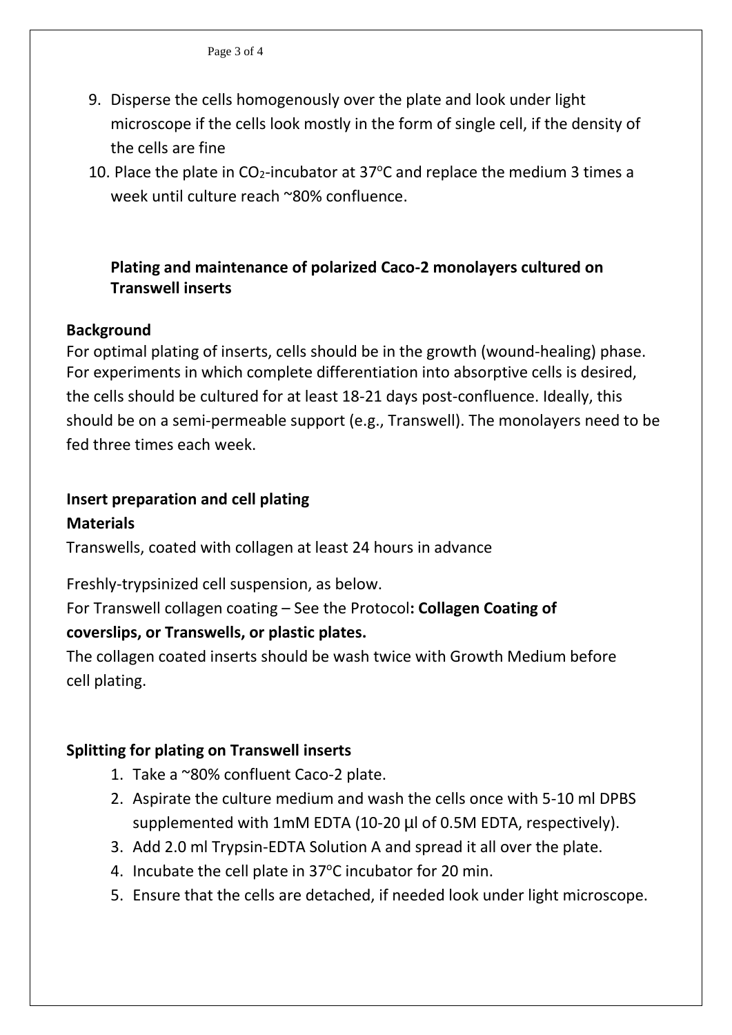9. Disperse the cells homogenously over the plate and look under light microscope if the cells look mostly in the form of single cell, if the density of the cells are fine
10. Place the plate in $CO_2$-incubator at 37°C and replace the medium 3 times a week until culture reach ~80% confluence.

### Plating and maintenance of polarized Caco-2 monolayers cultured on Transwell inserts

**Background**

For optimal plating of inserts, cells should be in the growth (wound-healing) phase. For experiments in which complete differentiation into absorptive cells is desired, the cells should be cultured for at least 18-21 days post-confluence. Ideally, this should be on a semi-permeable support (e.g., Transwell). The monolayers need to be fed three times each week.

**Insert preparation and cell plating**

**Materials**

Transwells, coated with collagen at least 24 hours in advance

Freshly-trypsinized cell suspension, as below.

For Transwell collagen coating – See the Protocol**: Collagen Coating of coverslips, or Transwells, or plastic plates.**

The collagen coated inserts should be wash twice with Growth Medium before cell plating.

**Splitting for plating on Transwell inserts**

1. Take a ~80% confluent Caco-2 plate.
2. Aspirate the culture medium and wash the cells once with 5-10 ml DPBS supplemented with 1mM EDTA (10-20 µl of 0.5M EDTA, respectively).
3. Add 2.0 ml Trypsin-EDTA Solution A and spread it all over the plate.
4. Incubate the cell plate in 37°C incubator for 20 min.
5. Ensure that the cells are detached, if needed look under light microscope.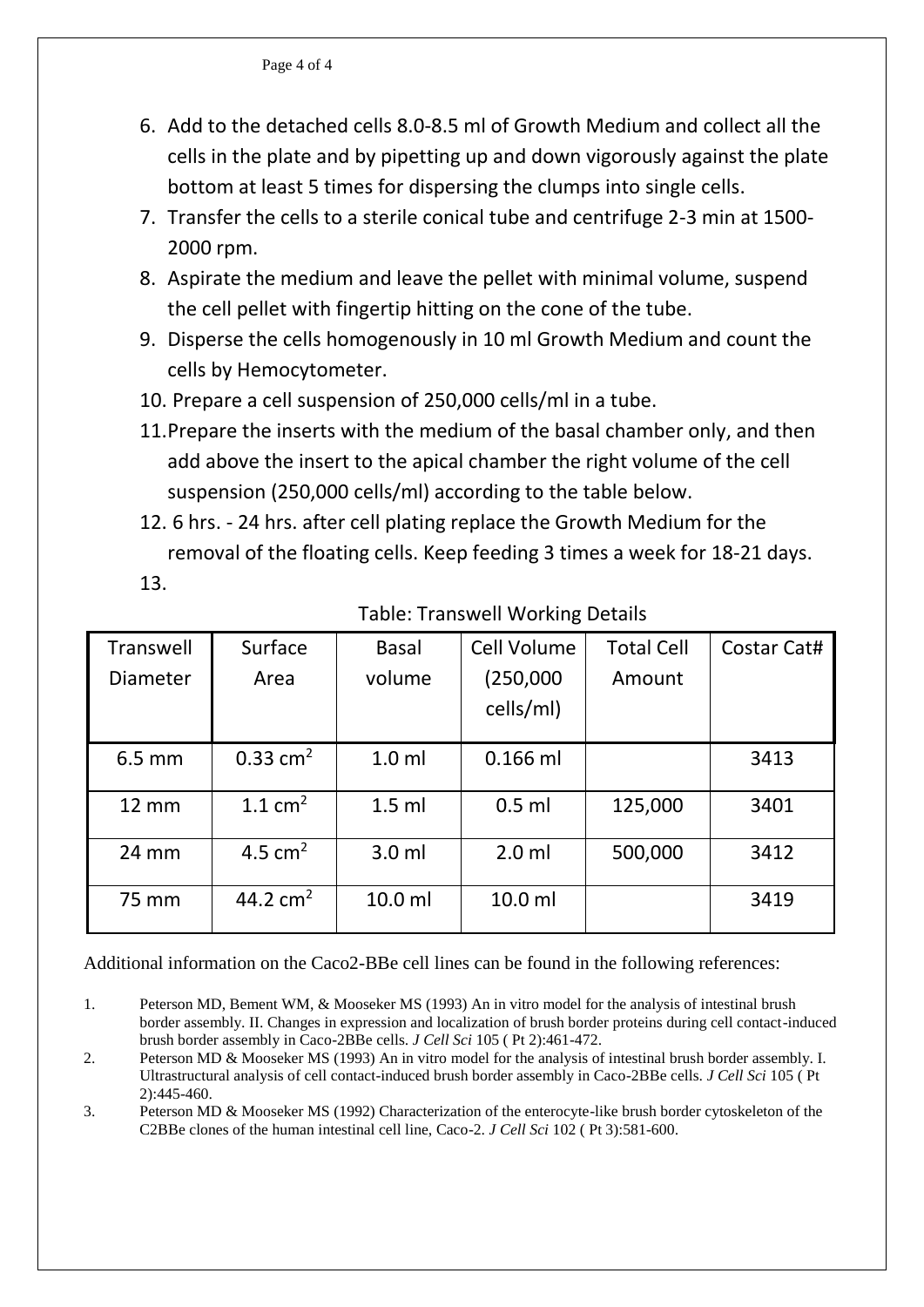6. Add to the detached cells 8.0-8.5 ml of Growth Medium and collect all the cells in the plate and by pipetting up and down vigorously against the plate bottom at least 5 times for dispersing the clumps into single cells.
7. Transfer the cells to a sterile conical tube and centrifuge 2-3 min at 1500-2000 rpm.
8. Aspirate the medium and leave the pellet with minimal volume, suspend the cell pellet with fingertip hitting on the cone of the tube.
9. Disperse the cells homogenously in 10 ml Growth Medium and count the cells by Hemocytometer.
10. Prepare a cell suspension of 250,000 cells/ml in a tube.
11. Prepare the inserts with the medium of the basal chamber only, and then add above the insert to the apical chamber the right volume of the cell suspension (250,000 cells/ml) according to the table below.
12. 6 hrs. - 24 hrs. after cell plating replace the Growth Medium for the removal of the floating cells. Keep feeding 3 times a week for 18-21 days.
13.

Table: Transwell Working Details

| Transwell Diameter | Surface Area | Basal volume | Cell Volume (250,000 cells/ml) | Total Cell Amount | Costar Cat# |
|---|---|---|---|---|---|
| 6.5 mm | 0.33 $cm^2$ | 1.0 ml | 0.166 ml | | 3413 |
| 12 mm | 1.1 $cm^2$ | 1.5 ml | 0.5 ml | 125,000 | 3401 |
| 24 mm | 4.5 $cm^2$ | 3.0 ml | 2.0 ml | 500,000 | 3412 |
| 75 mm | 44.2 $cm^2$ | 10.0 ml | 10.0 ml | | 3419 |

Additional information on the Caco2-BBe cell lines can be found in the following references:

1. Peterson MD, Bement WM, & Mooseker MS (1993) An in vitro model for the analysis of intestinal brush border assembly. II. Changes in expression and localization of brush border proteins during cell contact-induced brush border assembly in Caco-2BBe cells. *J Cell Sci* 105 ( Pt 2):461-472.
2. Peterson MD & Mooseker MS (1993) An in vitro model for the analysis of intestinal brush border assembly. I. Ultrastructural analysis of cell contact-induced brush border assembly in Caco-2BBe cells. *J Cell Sci* 105 ( Pt 2):445-460.
3. Peterson MD & Mooseker MS (1992) Characterization of the enterocyte-like brush border cytoskeleton of the C2BBe clones of the human intestinal cell line, Caco-2. *J Cell Sci* 102 ( Pt 3):581-600.